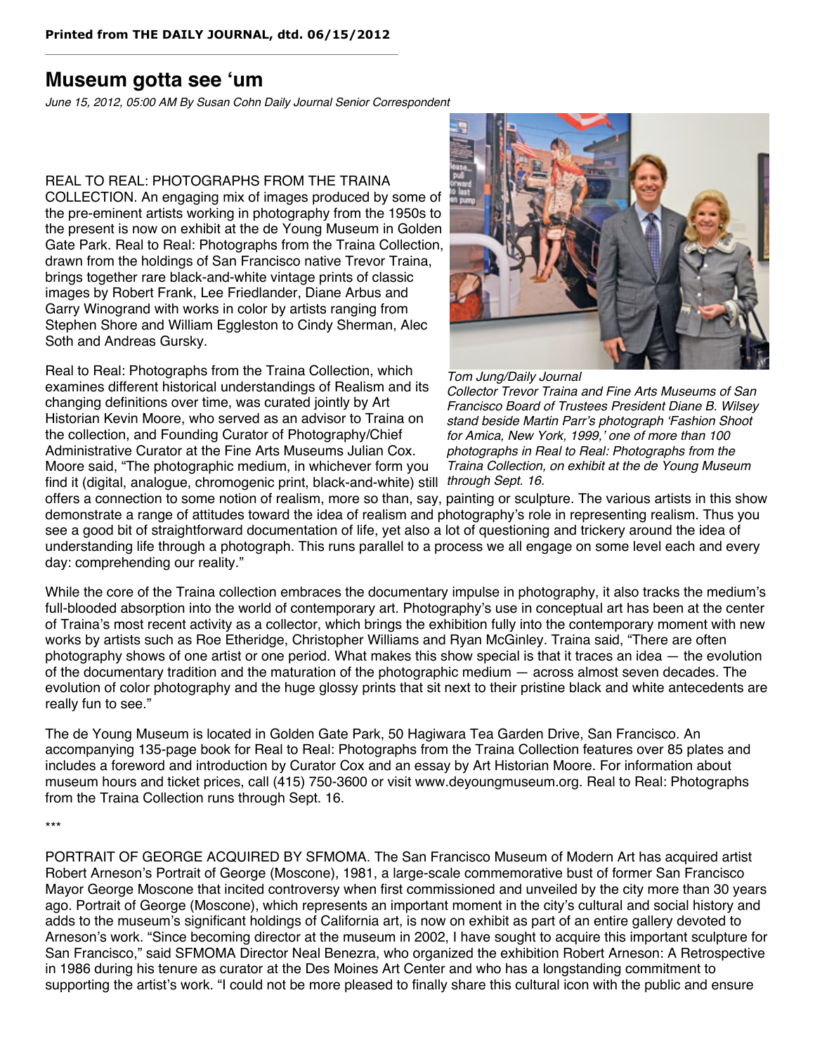**Printed from THE DAILY JOURNAL, dtd. 06/15/2012**

# Museum gotta see 'um

*June 15, 2012, 05:00 AM By Susan Cohn Daily Journal Senior Correspondent*

REAL TO REAL: PHOTOGRAPHS FROM THE TRAINA COLLECTION. An engaging mix of images produced by some of the pre-eminent artists working in photography from the 1950s to the present is now on exhibit at the de Young Museum in Golden Gate Park. Real to Real: Photographs from the Traina Collection, drawn from the holdings of San Francisco native Trevor Traina, brings together rare black-and-white vintage prints of classic images by Robert Frank, Lee Friedlander, Diane Arbus and Garry Winogrand with works in color by artists ranging from Stephen Shore and William Eggleston to Cindy Sherman, Alec Soth and Andreas Gursky.

*Tom Jung/Daily Journal*
*Collector Trevor Traina and Fine Arts Museums of San Francisco Board of Trustees President Diane B. Wilsey stand beside Martin Parr's photograph 'Fashion Shoot for Amica, New York, 1999,' one of more than 100 photographs in Real to Real: Photographs from the Traina Collection, on exhibit at the de Young Museum through Sept. 16.*

Real to Real: Photographs from the Traina Collection, which examines different historical understandings of Realism and its changing definitions over time, was curated jointly by Art Historian Kevin Moore, who served as an advisor to Traina on the collection, and Founding Curator of Photography/Chief Administrative Curator at the Fine Arts Museums Julian Cox. Moore said, "The photographic medium, in whichever form you find it (digital, analogue, chromogenic print, black-and-white) still offers a connection to some notion of realism, more so than, say, painting or sculpture. The various artists in this show demonstrate a range of attitudes toward the idea of realism and photography's role in representing realism. Thus you see a good bit of straightforward documentation of life, yet also a lot of questioning and trickery around the idea of understanding life through a photograph. This runs parallel to a process we all engage on some level each and every day: comprehending our reality."

While the core of the Traina collection embraces the documentary impulse in photography, it also tracks the medium's full-blooded absorption into the world of contemporary art. Photography's use in conceptual art has been at the center of Traina's most recent activity as a collector, which brings the exhibition fully into the contemporary moment with new works by artists such as Roe Etheridge, Christopher Williams and Ryan McGinley. Traina said, "There are often photography shows of one artist or one period. What makes this show special is that it traces an idea — the evolution of the documentary tradition and the maturation of the photographic medium — across almost seven decades. The evolution of color photography and the huge glossy prints that sit next to their pristine black and white antecedents are really fun to see."

The de Young Museum is located in Golden Gate Park, 50 Hagiwara Tea Garden Drive, San Francisco. An accompanying 135-page book for Real to Real: Photographs from the Traina Collection features over 85 plates and includes a foreword and introduction by Curator Cox and an essay by Art Historian Moore. For information about museum hours and ticket prices, call (415) 750-3600 or visit www.deyoungmuseum.org. Real to Real: Photographs from the Traina Collection runs through Sept. 16.

***

PORTRAIT OF GEORGE ACQUIRED BY SFMOMA. The San Francisco Museum of Modern Art has acquired artist Robert Arneson's Portrait of George (Moscone), 1981, a large-scale commemorative bust of former San Francisco Mayor George Moscone that incited controversy when first commissioned and unveiled by the city more than 30 years ago. Portrait of George (Moscone), which represents an important moment in the city's cultural and social history and adds to the museum's significant holdings of California art, is now on exhibit as part of an entire gallery devoted to Arneson's work. "Since becoming director at the museum in 2002, I have sought to acquire this important sculpture for San Francisco," said SFMOMA Director Neal Benezra, who organized the exhibition Robert Arneson: A Retrospective in 1986 during his tenure as curator at the Des Moines Art Center and who has a longstanding commitment to supporting the artist's work. "I could not be more pleased to finally share this cultural icon with the public and ensure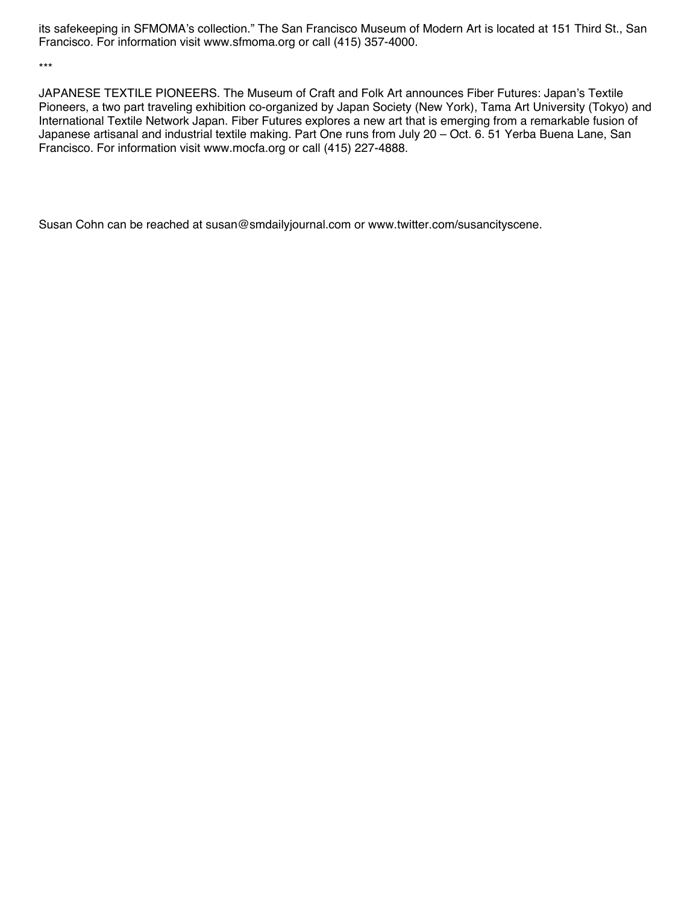its safekeeping in SFMOMA's collection." The San Francisco Museum of Modern Art is located at 151 Third St., San Francisco. For information visit www.sfmoma.org or call (415) 357-4000.

***

JAPANESE TEXTILE PIONEERS. The Museum of Craft and Folk Art announces Fiber Futures: Japan's Textile Pioneers, a two part traveling exhibition co-organized by Japan Society (New York), Tama Art University (Tokyo) and International Textile Network Japan. Fiber Futures explores a new art that is emerging from a remarkable fusion of Japanese artisanal and industrial textile making. Part One runs from July 20 – Oct. 6. 51 Yerba Buena Lane, San Francisco. For information visit www.mocfa.org or call (415) 227-4888.

Susan Cohn can be reached at susan@smdailyjournal.com or www.twitter.com/susancityscene.